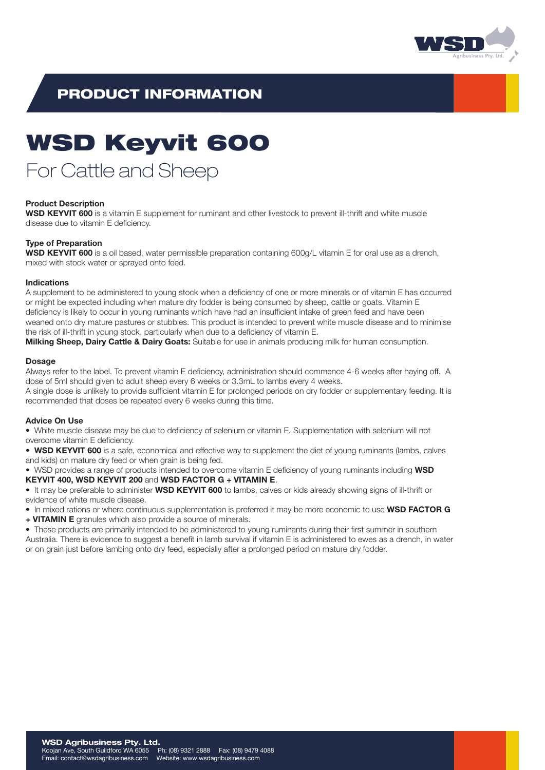## PRODUCT INFORMATION

# WSD Keyvit 600

## For Cattle and Sheep

### Product Description

**WSD KEYVIT 600** is a vitamin E supplement for ruminant and other livestock to prevent ill-thrift and white muscle disease due to vitamin E deficiency.

### Type of Preparation

**WSD KEYVIT 600** is a oil based, water permissible preparation containing 600g/L vitamin E for oral use as a drench, mixed with stock water or sprayed onto feed.

### Indications

A supplement to be administered to young stock when a deficiency of one or more minerals or of vitamin E has occurred or might be expected including when mature dry fodder is being consumed by sheep, cattle or goats. Vitamin E deficiency is likely to occur in young ruminants which have had an insufficient intake of green feed and have been weaned onto dry mature pastures or stubbles. This product is intended to prevent white muscle disease and to minimise the risk of ill-thrift in young stock, particularly when due to a deficiency of vitamin E.

**Milking Sheep, Dairy Cattle & Dairy Goats:** Suitable for use in animals producing milk for human consumption.

### Dosage

Always refer to the label. To prevent vitamin E deficiency, administration should commence 4-6 weeks after haying off. A dose of 5ml should given to adult sheep every 6 weeks or 3.3mL to lambs every 4 weeks.

A single dose is unlikely to provide sufficient vitamin E for prolonged periods on dry fodder or supplementary feeding. It is recommended that doses be repeated every 6 weeks during this time.

### Advice On Use

- White muscle disease may be due to deficiency of selenium or vitamin E. Supplementation with selenium will not overcome vitamin E deficiency.
- **WSD KEYVIT 600** is a safe, economical and effective way to supplement the diet of young ruminants (lambs, calves and kids) on mature dry feed or when grain is being fed.
- WSD provides a range of products intended to overcome vitamin E deficiency of young ruminants including **WSD KEYVIT 400, WSD KEYVIT 200** and **WSD FACTOR G + VITAMIN E**.
- It may be preferable to administer **WSD KEYVIT 600** to lambs, calves or kids already showing signs of ill-thrift or evidence of white muscle disease.
- In mixed rations or where continuous supplementation is preferred it may be more economic to use **WSD FACTOR G + VITAMIN E** granules which also provide a source of minerals.
- These products are primarily intended to be administered to young ruminants during their first summer in southern Australia. There is evidence to suggest a benefit in lamb survival if vitamin E is administered to ewes as a drench, in water or on grain just before lambing onto dry feed, especially after a prolonged period on mature dry fodder.

**WSD Agribusiness Pty. Ltd.**
Koojan Ave, South Guildford WA 6055 Ph: (08) 9321 2888 Fax: (08) 9479 4088
Email: contact@wsdagribusiness.com Website: www.wsdagribusiness.com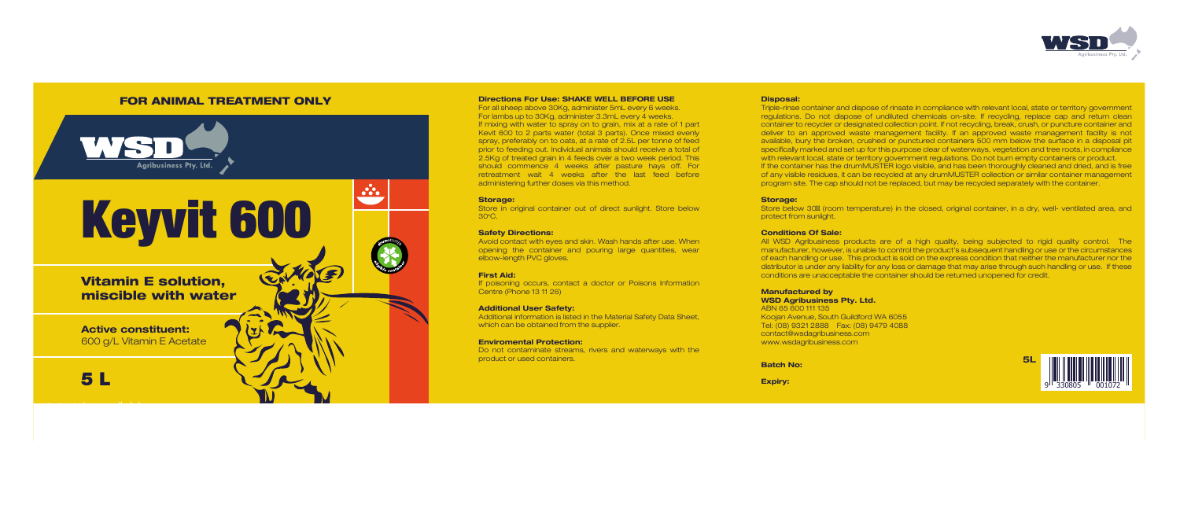# FOR ANIMAL TREATMENT ONLY

WSD Agribusiness Pty. Ltd.

# Keyvit 600

## Vitamin E solution, miscible with water

**Active constituent:**
600 g/L Vitamin E Acetate

**5 L**

### Directions For Use: SHAKE WELL BEFORE USE

For all sheep above 30Kg, administer 5mL every 6 weeks.
For lambs up to 30Kg, administer 3.3mL every 4 weeks.
If mixing with water to spray on to grain, mix at a rate of 1 part Kevit 600 to 2 parts water (total 3 parts). Once mixed evenly spray, preferably on to oats, at a rate of 2.5L per tonne of feed prior to feeding out. Individual animals should receive a total of 2.5Kg of treated grain in 4 feeds over a two week period. This should commence 4 weeks after pasture hays off. For retreatment wait 4 weeks after the last feed before administering further doses via this method.

### Storage:

Store in original container out of direct sunlight. Store below 30°C.

### Safety Directions:

Avoid contact with eyes and skin. Wash hands after use. When opening the container and pouring large quantities, wear elbow-length PVC gloves.

### First Aid:

If poisoning occurs, contact a doctor or Poisons Information Centre (Phone 13 11 26)

### Additional User Safety:

Additional information is listed in the Material Safety Data Sheet, which can be obtained from the supplier.

### Enviromental Protection:

Do not contaminate streams, rivers and waterways with the product or used containers.

### Disposal:

Triple-rinse container and dispose of rinsate in compliance with relevant local, state or territory government regulations. Do not dispose of undiluted chemicals on-site. If recycling, replace cap and return clean container to recycler or designated collection point. If not recycling, break, crush, or puncture container and deliver to an approved waste management facility. If an approved waste management facility is not available, bury the broken, crushed or punctured containers 500 mm below the surface in a disposal pit specifically marked and set up for this purpose clear of waterways, vegetation and tree roots, in compliance with relevant local, state or territory government regulations. Do not burn empty containers or product.
If the container has the drumMUSTER logo visible, and has been thoroughly cleaned and dried, and is free of any visible residues, it can be recycled at any drumMUSTER collection or similar container management program site. The cap should not be replaced, but may be recycled separately with the container.

### Storage:

Store below 30 (room temperature) in the closed, original container, in a dry, well- ventilated area, and protect from sunlight.

### Conditions Of Sale:

All WSD Agribusiness products are of a high quality, being subjected to rigid quality control. The manufacturer, however, is unable to control the product's subsequent handling or use or the circumstances of each handling or use. This product is sold on the express condition that neither the manufacturer nor the distributor is under any liability for any loss or damage that may arise through such handling or use. If these conditions are unacceptable the container should be returned unopened for credit.

### Manufactured by

**WSD Agribusiness Pty. Ltd.**
ABN 65 600 111 135
Koojan Avenue, South Guildford WA 6055
Tel: (08) 9321 2888 Fax: (08) 9479 4088
contact@wsdagribusiness.com
www.wsdagribusiness.com

**Batch No:**

**Expiry:**

5L

9 330805 001072